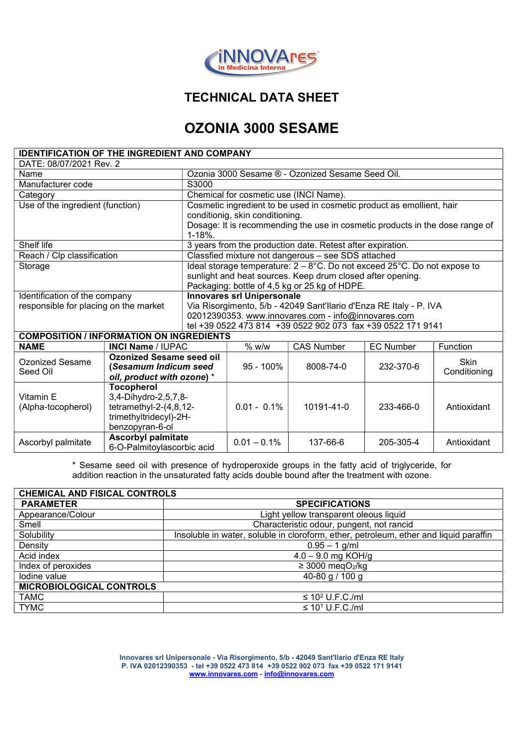# TECHNICAL DATA SHEET

# OZONIA 3000 SESAME

| IDENTIFICATION OF THE INGREDIENT AND COMPANY | |
|---|---|
| DATE: 08/07/2021 Rev. 2 | |
| Name | Ozonia 3000 Sesame ® - Ozonized Sesame Seed Oil. |
| Manufacturer code | S3000 |
| Category | Chemical for cosmetic use (INCI Name). |
| Use of the ingredient (function) | Cosmetic ingredient to be used in cosmetic product as emollient, hair conditionig, skin conditioning. Dosage: It is recommending the use in cosmetic products in the dose range of 1-18%. |
| Shelf life | 3 years from the production date. Retest after expiration. |
| Reach / Clp classification | Classfied mixture not dangerous – see SDS attached |
| Storage | Ideal storage temperature: 2 – 8°C. Do not exceed 25°C. Do not expose to sunlight and heat sources. Keep drum closed after opening. Packaging: bottle of 4,5 kg or 25 kg of HDPE. |
| Identification of the company responsible for placing on the market | **Innovares srl Unipersonale** Via Risorgimento, 5/b - 42049 Sant'Ilario d'Enza RE Italy - P. IVA 02012390353. www.innovares.com - info@innovares.com tel +39 0522 473 814 +39 0522 902 073 fax +39 0522 171 9141 |

| COMPOSITION / INFORMATION ON INGREDIENTS | | | | | |
|---|---|---|---|---|---|
| **NAME** | **INCI Name** / IUPAC | % w/w | CAS Number | EC Number | Function |
| Ozonized Sesame Seed Oil | **Ozonized Sesame seed oil (*Sesamum Indicum seed oil, product with ozone*) \*** | 95 - 100% | 8008-74-0 | 232-370-6 | Skin Conditioning |
| Vitamin E (Alpha-tocopherol) | **Tocopherol** 3,4-Dihydro-2,5,7,8-tetramethyl-2-(4,8,12-trimethyltridecyl)-2H-benzopyran-6-ol | 0.01 - 0.1% | 10191-41-0 | 233-466-0 | Antioxidant |
| Ascorbyl palmitate | **Ascorbyl palmitate** 6-O-Palmitoylascorbic acid | 0.01 – 0.1% | 137-66-6 | 205-305-4 | Antioxidant |

\* Sesame seed oil with presence of hydroperoxide groups in the fatty acid of triglyceride, for addition reaction in the unsaturated fatty acids double bound after the treatment with ozone.

| CHEMICAL AND FISICAL CONTROLS | |
|---|---|
| **PARAMETER** | **SPECIFICATIONS** |
| Appearance/Colour | Light yellow transparent oleous liquid |
| Smell | Characteristic odour, pungent, not rancid |
| Solubility | Insoluble in water, soluble in cloroform, ether, petroleum, ether and liquid paraffin |
| Density | 0.95 – 1 g/ml |
| Acid index | 4.0 – 9.0 mg KOH/g |
| Index of peroxides | ≥ 3000 meq$O_2$/kg |
| Iodine value | 40-80 g / 100 g |
| **MICROBIOLOGICAL CONTROLS** | |
| TAMC | ≤ $10^2$ U.F.C./ml |
| TYMC | ≤ $10^1$ U.F.C./ml |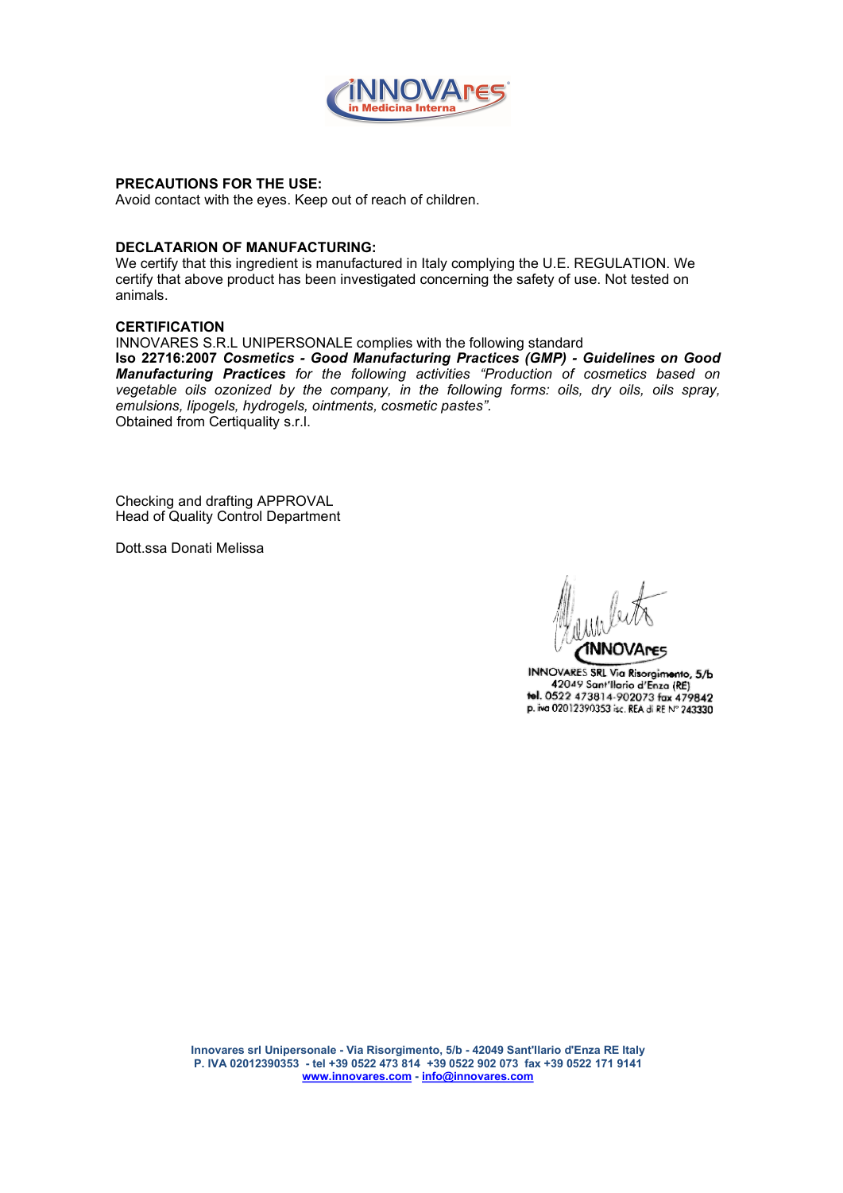**PRECAUTIONS FOR THE USE:**
Avoid contact with the eyes. Keep out of reach of children.

**DECLATARION OF MANUFACTURING:**
We certify that this ingredient is manufactured in Italy complying the U.E. REGULATION. We certify that above product has been investigated concerning the safety of use. Not tested on animals.

**CERTIFICATION**
INNOVARES S.R.L UNIPERSONALE complies with the following standard
**Iso 22716:2007** ***Cosmetics - Good Manufacturing Practices (GMP) - Guidelines on Good Manufacturing Practices*** *for the following activities "Production of cosmetics based on vegetable oils ozonized by the company, in the following forms: oils, dry oils, oils spray, emulsions, lipogels, hydrogels, ointments, cosmetic pastes".*
Obtained from Certiquality s.r.l.

Checking and drafting APPROVAL
Head of Quality Control Department

Dott.ssa Donati Melissa

INNOVARES SRL Via Risorgimento, 5/b
42049 Sant'Ilario d'Enza (RE)
tel. 0522 473814-902073 fax 479842
p. iva 02012390353 isc. REA di RE N° 243330